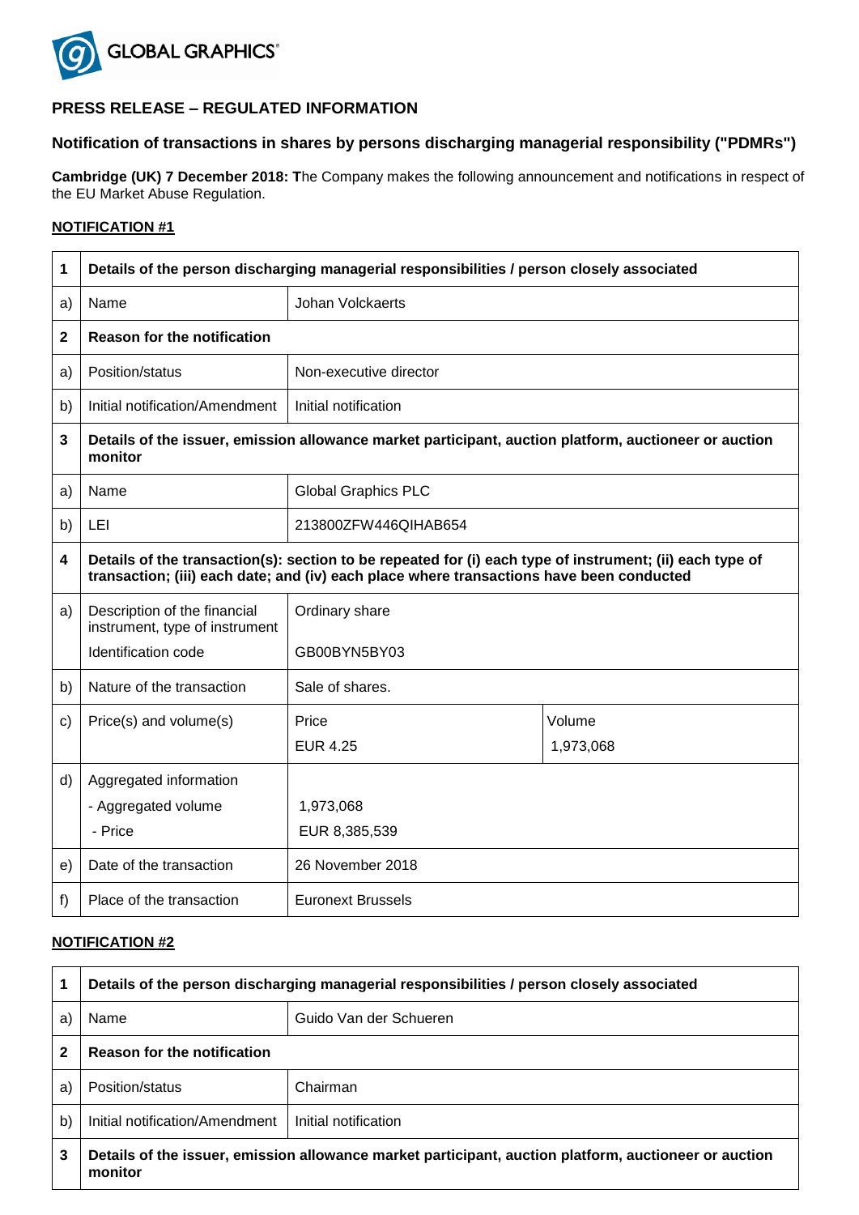GLOBAL GRAPHICS®

## PRESS RELEASE – REGULATED INFORMATION

### Notification of transactions in shares by persons discharging managerial responsibility ("PDMRs")

**Cambridge (UK) 7 December 2018: T**he Company makes the following announcement and notifications in respect of the EU Market Abuse Regulation.

**NOTIFICATION #1**

| 1 | **Details of the person discharging managerial responsibilities / person closely associated** | | |
|---|---|---|---|
| a) | Name | Johan Volckaerts | |
| 2 | **Reason for the notification** | | |
| a) | Position/status | Non-executive director | |
| b) | Initial notification/Amendment | Initial notification | |
| 3 | **Details of the issuer, emission allowance market participant, auction platform, auctioneer or auction monitor** | | |
| a) | Name | Global Graphics PLC | |
| b) | LEI | 213800ZFW446QIHAB654 | |
| 4 | **Details of the transaction(s): section to be repeated for (i) each type of instrument; (ii) each type of transaction; (iii) each date; and (iv) each place where transactions have been conducted** | | |
| a) | Description of the financial instrument, type of instrument<br>Identification code | Ordinary share<br>GB00BYN5BY03 | |
| b) | Nature of the transaction | Sale of shares. | |
| c) | Price(s) and volume(s) | Price<br>EUR 4.25 | Volume<br>1,973,068 |
| d) | Aggregated information<br>- Aggregated volume<br>- Price | 1,973,068<br>EUR 8,385,539 | |
| e) | Date of the transaction | 26 November 2018 | |
| f) | Place of the transaction | Euronext Brussels | |

**NOTIFICATION #2**

| 1 | **Details of the person discharging managerial responsibilities / person closely associated** | |
|---|---|---|
| a) | Name | Guido Van der Schueren |
| 2 | **Reason for the notification** | |
| a) | Position/status | Chairman |
| b) | Initial notification/Amendment | Initial notification |
| 3 | **Details of the issuer, emission allowance market participant, auction platform, auctioneer or auction monitor** | |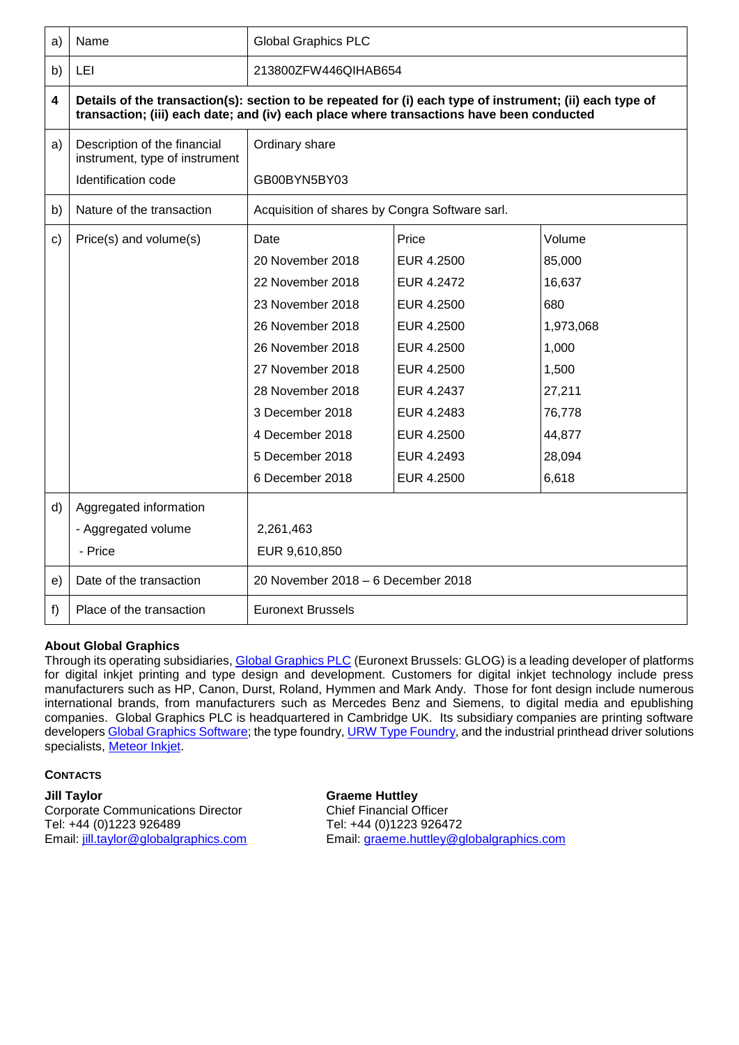| | | | | |
|---|---|---|---|---|
| a) | Name | Global Graphics PLC | | |
| b) | LEI | 213800ZFW446QIHAB654 | | |
| **4** | **Details of the transaction(s): section to be repeated for (i) each type of instrument; (ii) each type of transaction; (iii) each date; and (iv) each place where transactions have been conducted** | | | |
| a) | Description of the financial instrument, type of instrument<br>Identification code | Ordinary share<br>GB00BYN5BY03 | | |
| b) | Nature of the transaction | Acquisition of shares by Congra Software sarl. | | |
| c) | Price(s) and volume(s) | Date | Price | Volume |
| | | 20 November 2018 | EUR 4.2500 | 85,000 |
| | | 22 November 2018 | EUR 4.2472 | 16,637 |
| | | 23 November 2018 | EUR 4.2500 | 680 |
| | | 26 November 2018 | EUR 4.2500 | 1,973,068 |
| | | 26 November 2018 | EUR 4.2500 | 1,000 |
| | | 27 November 2018 | EUR 4.2500 | 1,500 |
| | | 28 November 2018 | EUR 4.2437 | 27,211 |
| | | 3 December 2018 | EUR 4.2483 | 76,778 |
| | | 4 December 2018 | EUR 4.2500 | 44,877 |
| | | 5 December 2018 | EUR 4.2493 | 28,094 |
| | | 6 December 2018 | EUR 4.2500 | 6,618 |
| d) | Aggregated information<br>- Aggregated volume<br>- Price | <br>2,261,463<br>EUR 9,610,850 | | |
| e) | Date of the transaction | 20 November 2018 – 6 December 2018 | | |
| f) | Place of the transaction | Euronext Brussels | | |

**About Global Graphics**

Through its operating subsidiaries, Global Graphics PLC (Euronext Brussels: GLOG) is a leading developer of platforms for digital inkjet printing and type design and development. Customers for digital inkjet technology include press manufacturers such as HP, Canon, Durst, Roland, Hymmen and Mark Andy. Those for font design include numerous international brands, from manufacturers such as Mercedes Benz and Siemens, to digital media and epublishing companies. Global Graphics PLC is headquartered in Cambridge UK. Its subsidiary companies are printing software developers Global Graphics Software; the type foundry, URW Type Foundry, and the industrial printhead driver solutions specialists, Meteor Inkjet.

**CONTACTS**

**Jill Taylor**
Corporate Communications Director
Tel: +44 (0)1223 926489
Email: jill.taylor@globalgraphics.com

**Graeme Huttley**
Chief Financial Officer
Tel: +44 (0)1223 926472
Email: graeme.huttley@globalgraphics.com